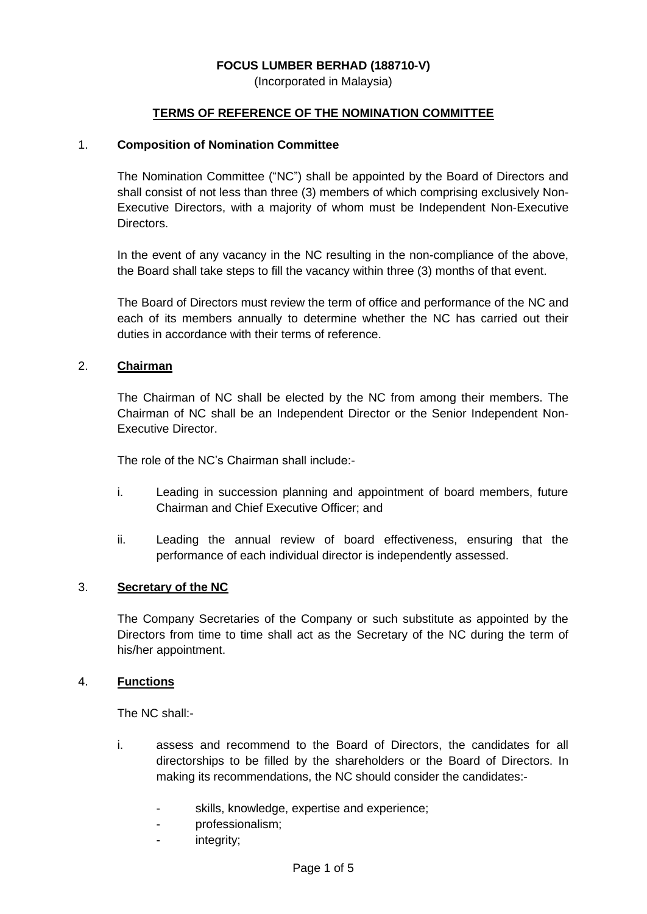**FOCUS LUMBER BERHAD (188710-V)**

(Incorporated in Malaysia)

## TERMS OF REFERENCE OF THE NOMINATION COMMITTEE

### 1. Composition of Nomination Committee

The Nomination Committee ("NC") shall be appointed by the Board of Directors and shall consist of not less than three (3) members of which comprising exclusively Non-Executive Directors, with a majority of whom must be Independent Non-Executive Directors.

In the event of any vacancy in the NC resulting in the non-compliance of the above, the Board shall take steps to fill the vacancy within three (3) months of that event.

The Board of Directors must review the term of office and performance of the NC and each of its members annually to determine whether the NC has carried out their duties in accordance with their terms of reference.

### 2. Chairman

The Chairman of NC shall be elected by the NC from among their members. The Chairman of NC shall be an Independent Director or the Senior Independent Non-Executive Director.

The role of the NC's Chairman shall include:-

i. Leading in succession planning and appointment of board members, future Chairman and Chief Executive Officer; and

ii. Leading the annual review of board effectiveness, ensuring that the performance of each individual director is independently assessed.

### 3. Secretary of the NC

The Company Secretaries of the Company or such substitute as appointed by the Directors from time to time shall act as the Secretary of the NC during the term of his/her appointment.

### 4. Functions

The NC shall:-

i. assess and recommend to the Board of Directors, the candidates for all directorships to be filled by the shareholders or the Board of Directors. In making its recommendations, the NC should consider the candidates:-

- skills, knowledge, expertise and experience;
- professionalism;
- integrity;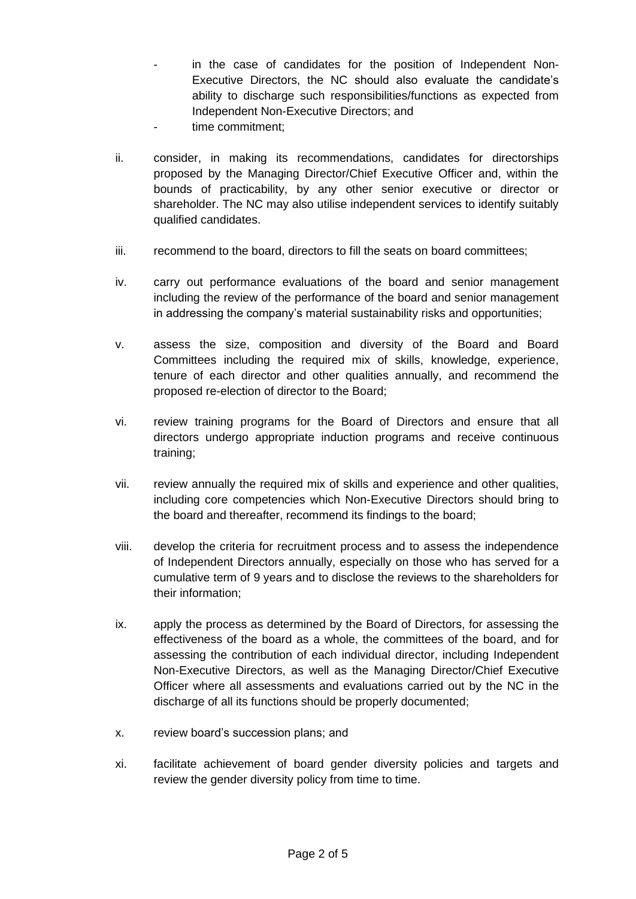- in the case of candidates for the position of Independent Non-Executive Directors, the NC should also evaluate the candidate's ability to discharge such responsibilities/functions as expected from Independent Non-Executive Directors; and
- time commitment;

ii. consider, in making its recommendations, candidates for directorships proposed by the Managing Director/Chief Executive Officer and, within the bounds of practicability, by any other senior executive or director or shareholder. The NC may also utilise independent services to identify suitably qualified candidates.

iii. recommend to the board, directors to fill the seats on board committees;

iv. carry out performance evaluations of the board and senior management including the review of the performance of the board and senior management in addressing the company's material sustainability risks and opportunities;

v. assess the size, composition and diversity of the Board and Board Committees including the required mix of skills, knowledge, experience, tenure of each director and other qualities annually, and recommend the proposed re-election of director to the Board;

vi. review training programs for the Board of Directors and ensure that all directors undergo appropriate induction programs and receive continuous training;

vii. review annually the required mix of skills and experience and other qualities, including core competencies which Non-Executive Directors should bring to the board and thereafter, recommend its findings to the board;

viii. develop the criteria for recruitment process and to assess the independence of Independent Directors annually, especially on those who has served for a cumulative term of 9 years and to disclose the reviews to the shareholders for their information;

ix. apply the process as determined by the Board of Directors, for assessing the effectiveness of the board as a whole, the committees of the board, and for assessing the contribution of each individual director, including Independent Non-Executive Directors, as well as the Managing Director/Chief Executive Officer where all assessments and evaluations carried out by the NC in the discharge of all its functions should be properly documented;

x. review board's succession plans; and

xi. facilitate achievement of board gender diversity policies and targets and review the gender diversity policy from time to time.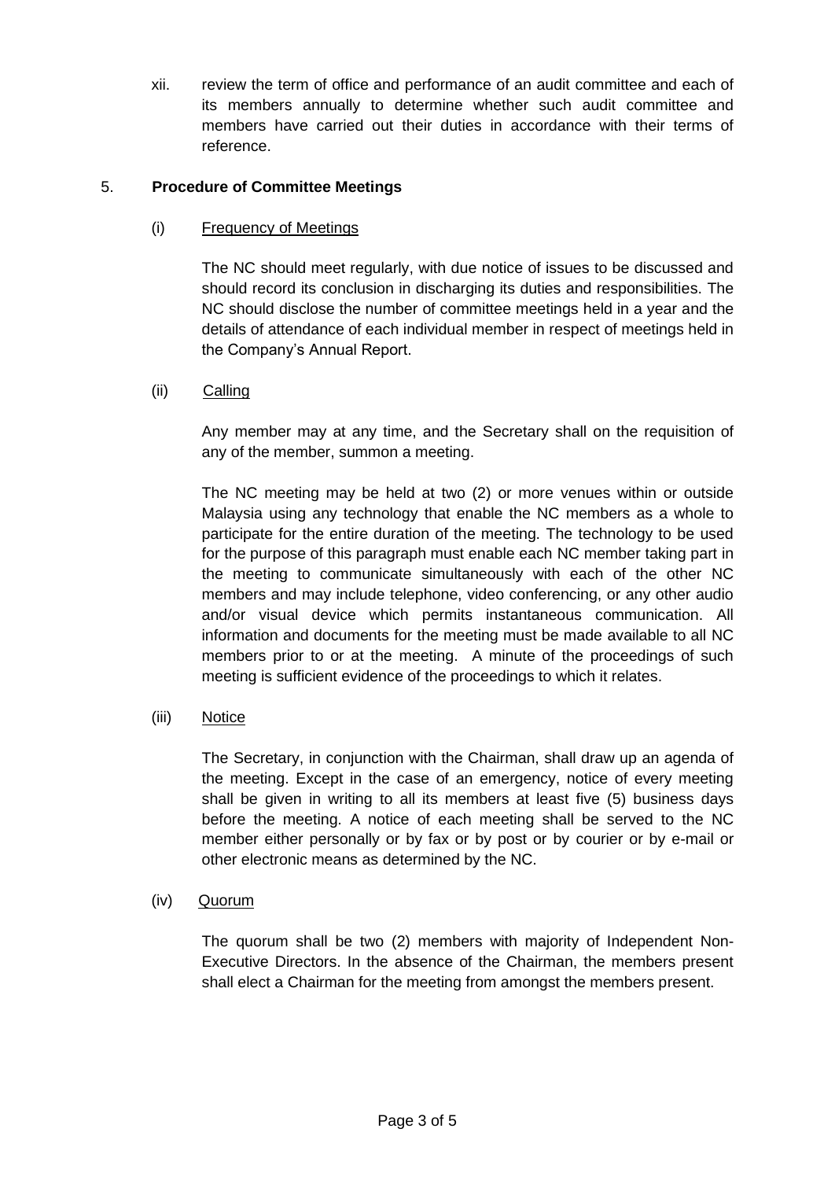xii. review the term of office and performance of an audit committee and each of its members annually to determine whether such audit committee and members have carried out their duties in accordance with their terms of reference.

5. **Procedure of Committee Meetings**

(i) Frequency of Meetings

The NC should meet regularly, with due notice of issues to be discussed and should record its conclusion in discharging its duties and responsibilities. The NC should disclose the number of committee meetings held in a year and the details of attendance of each individual member in respect of meetings held in the Company's Annual Report.

(ii) Calling

Any member may at any time, and the Secretary shall on the requisition of any of the member, summon a meeting.

The NC meeting may be held at two (2) or more venues within or outside Malaysia using any technology that enable the NC members as a whole to participate for the entire duration of the meeting. The technology to be used for the purpose of this paragraph must enable each NC member taking part in the meeting to communicate simultaneously with each of the other NC members and may include telephone, video conferencing, or any other audio and/or visual device which permits instantaneous communication. All information and documents for the meeting must be made available to all NC members prior to or at the meeting. A minute of the proceedings of such meeting is sufficient evidence of the proceedings to which it relates.

(iii) Notice

The Secretary, in conjunction with the Chairman, shall draw up an agenda of the meeting. Except in the case of an emergency, notice of every meeting shall be given in writing to all its members at least five (5) business days before the meeting. A notice of each meeting shall be served to the NC member either personally or by fax or by post or by courier or by e-mail or other electronic means as determined by the NC.

(iv) Quorum

The quorum shall be two (2) members with majority of Independent Non-Executive Directors. In the absence of the Chairman, the members present shall elect a Chairman for the meeting from amongst the members present.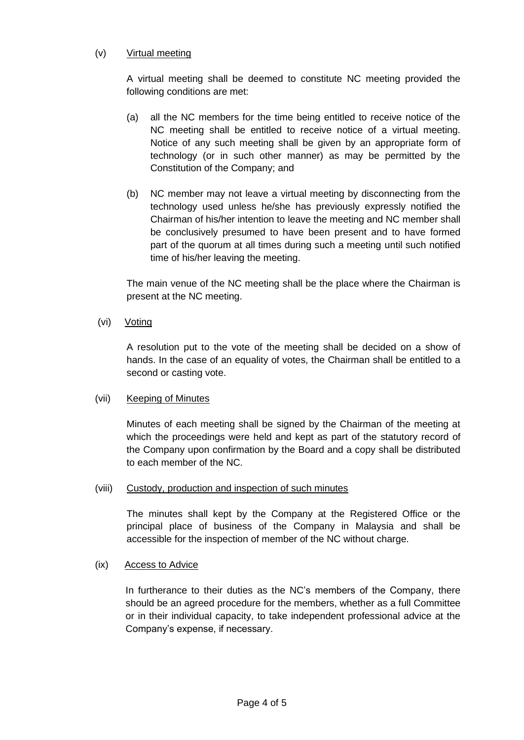(v) <u>Virtual meeting</u>

A virtual meeting shall be deemed to constitute NC meeting provided the following conditions are met:

(a) all the NC members for the time being entitled to receive notice of the NC meeting shall be entitled to receive notice of a virtual meeting. Notice of any such meeting shall be given by an appropriate form of technology (or in such other manner) as may be permitted by the Constitution of the Company; and

(b) NC member may not leave a virtual meeting by disconnecting from the technology used unless he/she has previously expressly notified the Chairman of his/her intention to leave the meeting and NC member shall be conclusively presumed to have been present and to have formed part of the quorum at all times during such a meeting until such notified time of his/her leaving the meeting.

The main venue of the NC meeting shall be the place where the Chairman is present at the NC meeting.

(vi) <u>Voting</u>

A resolution put to the vote of the meeting shall be decided on a show of hands. In the case of an equality of votes, the Chairman shall be entitled to a second or casting vote.

(vii) <u>Keeping of Minutes</u>

Minutes of each meeting shall be signed by the Chairman of the meeting at which the proceedings were held and kept as part of the statutory record of the Company upon confirmation by the Board and a copy shall be distributed to each member of the NC.

(viii) <u>Custody, production and inspection of such minutes</u>

The minutes shall kept by the Company at the Registered Office or the principal place of business of the Company in Malaysia and shall be accessible for the inspection of member of the NC without charge.

(ix) <u>Access to Advice</u>

In furtherance to their duties as the NC's members of the Company, there should be an agreed procedure for the members, whether as a full Committee or in their individual capacity, to take independent professional advice at the Company's expense, if necessary.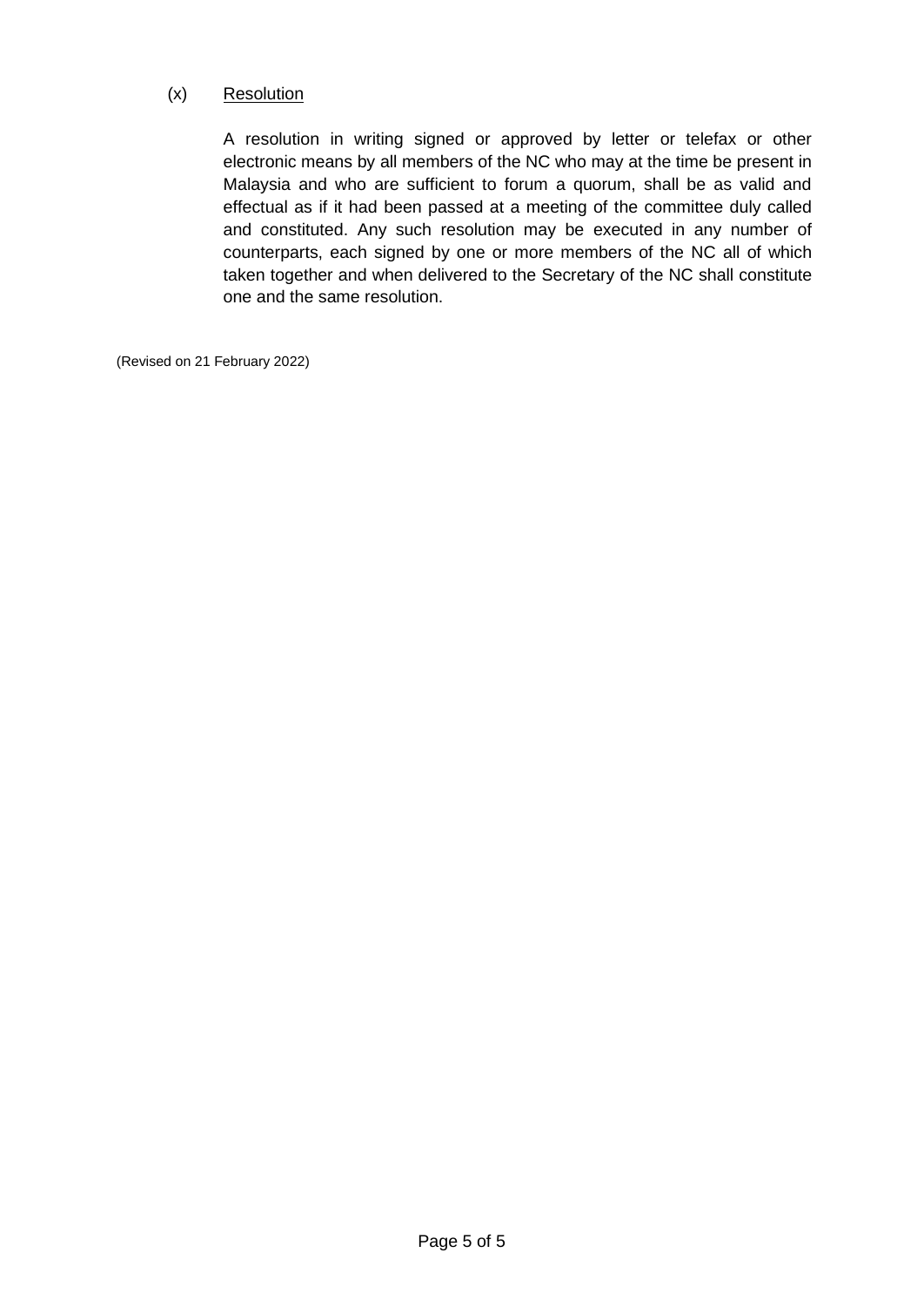(x) <u>Resolution</u>

A resolution in writing signed or approved by letter or telefax or other electronic means by all members of the NC who may at the time be present in Malaysia and who are sufficient to forum a quorum, shall be as valid and effectual as if it had been passed at a meeting of the committee duly called and constituted. Any such resolution may be executed in any number of counterparts, each signed by one or more members of the NC all of which taken together and when delivered to the Secretary of the NC shall constitute one and the same resolution.

(Revised on 21 February 2022)